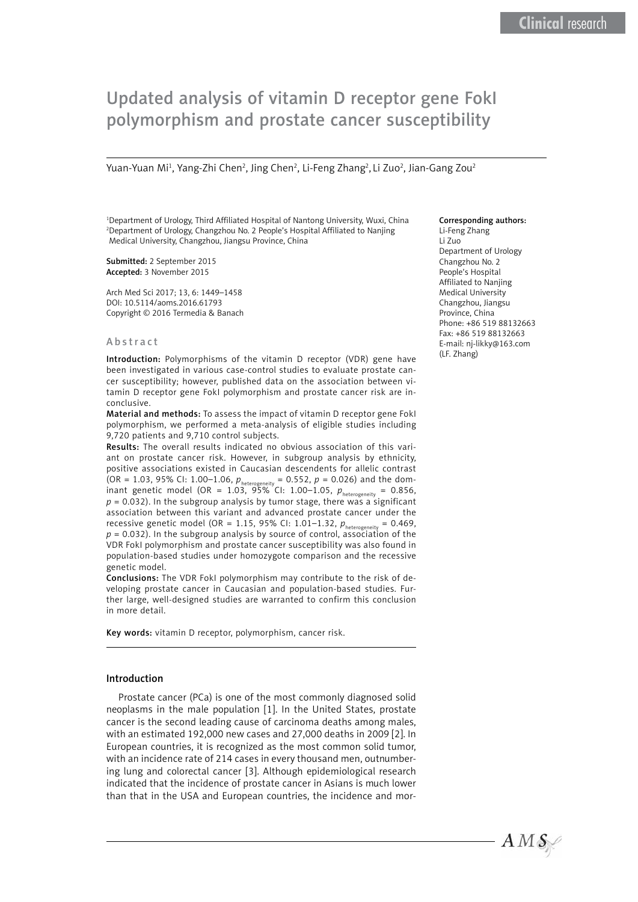# Updated analysis of vitamin D receptor gene FokI polymorphism and prostate cancer susceptibility

Yuan-Yuan Mi[1], Yang-Zhi Chen[2], Jing Chen[2], Li-Feng Zhang[2], Li Zuo[2], Jian-Gang Zou[2]

[1]Department of Urology, Third Affiliated Hospital of Nantong University, Wuxi, China
[2]Department of Urology, Changzhou No. 2 People's Hospital Affiliated to Nanjing Medical University, Changzhou, Jiangsu Province, China

**Submitted:** 2 September 2015
**Accepted:** 3 November 2015

Arch Med Sci 2017; 13, 6: 1449–1458
DOI: 10.5114/aoms.2016.61793
Copyright © 2016 Termedia & Banach

**Corresponding authors:**
Li-Feng Zhang
Li Zuo
Department of Urology
Changzhou No. 2
People's Hospital
Affiliated to Nanjing
Medical University
Changzhou, Jiangsu
Province, China
Phone: +86 519 88132663
Fax: +86 519 88132663
E-mail: nj-likky@163.com
(LF. Zhang)

## Abstract

**Introduction:** Polymorphisms of the vitamin D receptor (VDR) gene have been investigated in various case-control studies to evaluate prostate cancer susceptibility; however, published data on the association between vitamin D receptor gene FokI polymorphism and prostate cancer risk are inconclusive.

**Material and methods:** To assess the impact of vitamin D receptor gene FokI polymorphism, we performed a meta-analysis of eligible studies including 9,720 patients and 9,710 control subjects.

**Results:** The overall results indicated no obvious association of this variant on prostate cancer risk. However, in subgroup analysis by ethnicity, positive associations existed in Caucasian descendents for allelic contrast (OR = 1.03, 95% CI: 1.00–1.06, $p_{heterogeneity}$ = 0.552, $p$ = 0.026) and the dominant genetic model (OR = 1.03, 95% CI: 1.00–1.05, $p_{heterogeneity}$ = 0.856, $p$ = 0.032). In the subgroup analysis by tumor stage, there was a significant association between this variant and advanced prostate cancer under the recessive genetic model (OR = 1.15, 95% CI: 1.01–1.32, $p_{heterogeneity}$ = 0.469, $p$ = 0.032). In the subgroup analysis by source of control, association of the VDR FokI polymorphism and prostate cancer susceptibility was also found in population-based studies under homozygote comparison and the recessive genetic model.

**Conclusions:** The VDR FokI polymorphism may contribute to the risk of developing prostate cancer in Caucasian and population-based studies. Further large, well-designed studies are warranted to confirm this conclusion in more detail.

**Key words:** vitamin D receptor, polymorphism, cancer risk.

## Introduction

Prostate cancer (PCa) is one of the most commonly diagnosed solid neoplasms in the male population [1]. In the United States, prostate cancer is the second leading cause of carcinoma deaths among males, with an estimated 192,000 new cases and 27,000 deaths in 2009 [2]. In European countries, it is recognized as the most common solid tumor, with an incidence rate of 214 cases in every thousand men, outnumbering lung and colorectal cancer [3]. Although epidemiological research indicated that the incidence of prostate cancer in Asians is much lower than that in the USA and European countries, the incidence and mor-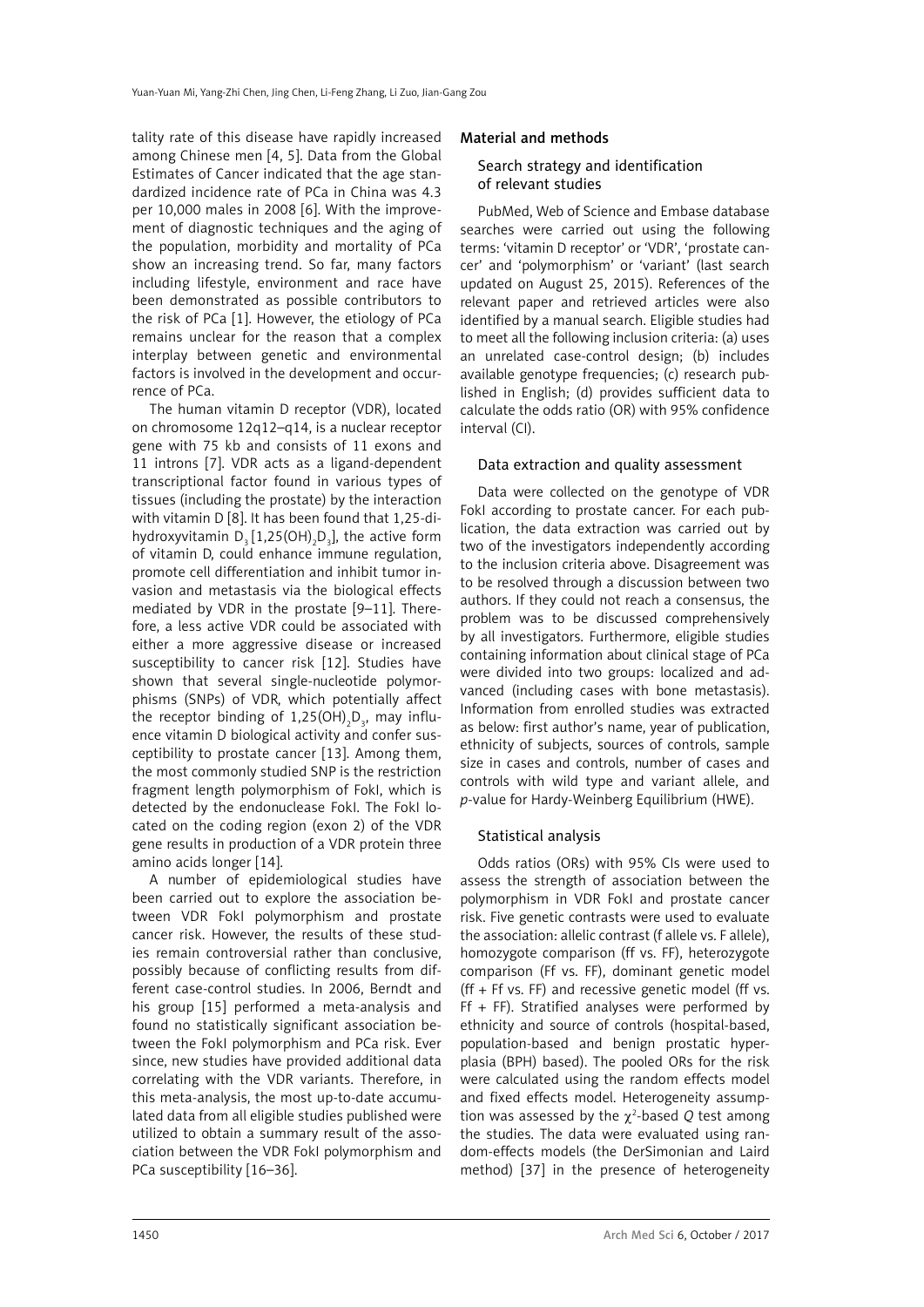tality rate of this disease have rapidly increased among Chinese men [4, 5]. Data from the Global Estimates of Cancer indicated that the age standardized incidence rate of PCa in China was 4.3 per 10,000 males in 2008 [6]. With the improvement of diagnostic techniques and the aging of the population, morbidity and mortality of PCa show an increasing trend. So far, many factors including lifestyle, environment and race have been demonstrated as possible contributors to the risk of PCa [1]. However, the etiology of PCa remains unclear for the reason that a complex interplay between genetic and environmental factors is involved in the development and occurrence of PCa.

The human vitamin D receptor (VDR), located on chromosome 12q12–q14, is a nuclear receptor gene with 75 kb and consists of 11 exons and 11 introns [7]. VDR acts as a ligand-dependent transcriptional factor found in various types of tissues (including the prostate) by the interaction with vitamin D [8]. It has been found that 1,25-dihydroxyvitamin $D_3$ [1,25$(OH)_2D_3$], the active form of vitamin D, could enhance immune regulation, promote cell differentiation and inhibit tumor invasion and metastasis via the biological effects mediated by VDR in the prostate [9–11]. Therefore, a less active VDR could be associated with either a more aggressive disease or increased susceptibility to cancer risk [12]. Studies have shown that several single-nucleotide polymorphisms (SNPs) of VDR, which potentially affect the receptor binding of 1,25$(OH)_2D_3$, may influence vitamin D biological activity and confer susceptibility to prostate cancer [13]. Among them, the most commonly studied SNP is the restriction fragment length polymorphism of FokI, which is detected by the endonuclease FokI. The FokI located on the coding region (exon 2) of the VDR gene results in production of a VDR protein three amino acids longer [14].

A number of epidemiological studies have been carried out to explore the association between VDR FokI polymorphism and prostate cancer risk. However, the results of these studies remain controversial rather than conclusive, possibly because of conflicting results from different case-control studies. In 2006, Berndt and his group [15] performed a meta-analysis and found no statistically significant association between the FokI polymorphism and PCa risk. Ever since, new studies have provided additional data correlating with the VDR variants. Therefore, in this meta-analysis, the most up-to-date accumulated data from all eligible studies published were utilized to obtain a summary result of the association between the VDR FokI polymorphism and PCa susceptibility [16–36].

## Material and methods

### Search strategy and identification of relevant studies

PubMed, Web of Science and Embase database searches were carried out using the following terms: 'vitamin D receptor' or 'VDR', 'prostate cancer' and 'polymorphism' or 'variant' (last search updated on August 25, 2015). References of the relevant paper and retrieved articles were also identified by a manual search. Eligible studies had to meet all the following inclusion criteria: (a) uses an unrelated case-control design; (b) includes available genotype frequencies; (c) research published in English; (d) provides sufficient data to calculate the odds ratio (OR) with 95% confidence interval (CI).

### Data extraction and quality assessment

Data were collected on the genotype of VDR FokI according to prostate cancer. For each publication, the data extraction was carried out by two of the investigators independently according to the inclusion criteria above. Disagreement was to be resolved through a discussion between two authors. If they could not reach a consensus, the problem was to be discussed comprehensively by all investigators. Furthermore, eligible studies containing information about clinical stage of PCa were divided into two groups: localized and advanced (including cases with bone metastasis). Information from enrolled studies was extracted as below: first author's name, year of publication, ethnicity of subjects, sources of controls, sample size in cases and controls, number of cases and controls with wild type and variant allele, and *p*-value for Hardy-Weinberg Equilibrium (HWE).

### Statistical analysis

Odds ratios (ORs) with 95% CIs were used to assess the strength of association between the polymorphism in VDR FokI and prostate cancer risk. Five genetic contrasts were used to evaluate the association: allelic contrast (f allele vs. F allele), homozygote comparison (ff vs. FF), heterozygote comparison (Ff vs. FF), dominant genetic model (ff + Ff vs. FF) and recessive genetic model (ff vs. Ff + FF). Stratified analyses were performed by ethnicity and source of controls (hospital-based, population-based and benign prostatic hyperplasia (BPH) based). The pooled ORs for the risk were calculated using the random effects model and fixed effects model. Heterogeneity assumption was assessed by the $\chi^2$-based *Q* test among the studies. The data were evaluated using random-effects models (the DerSimonian and Laird method) [37] in the presence of heterogeneity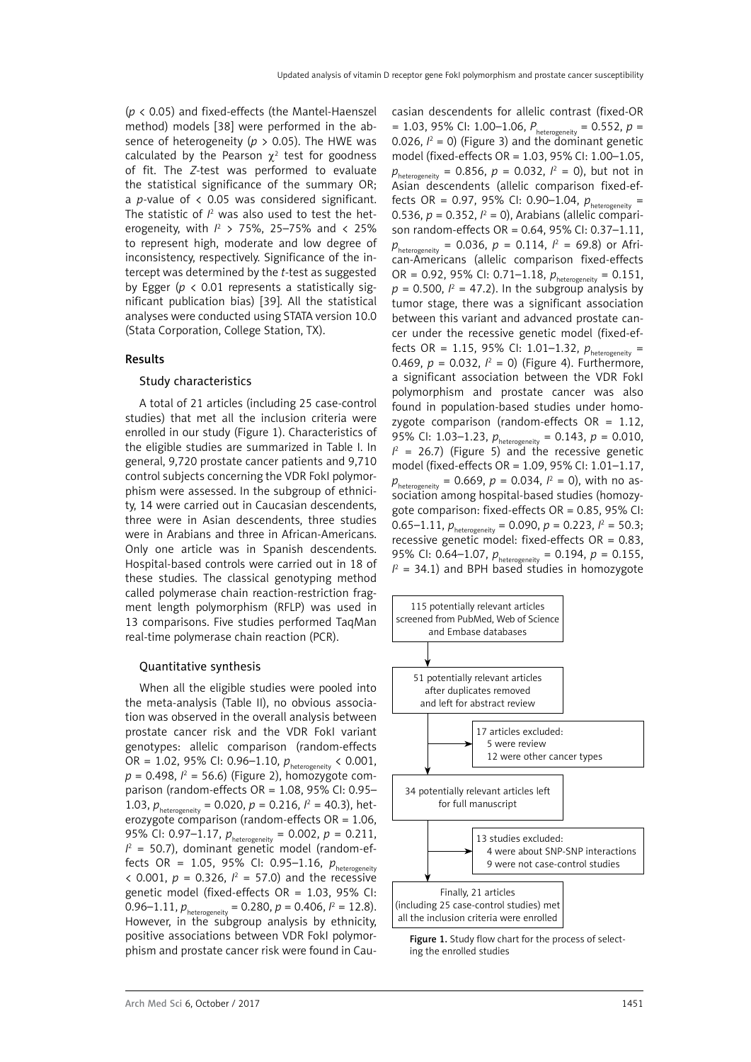($p < 0.05$) and fixed-effects (the Mantel-Haenszel method) models [38] were performed in the absence of heterogeneity ($p > 0.05$). The HWE was calculated by the Pearson $\chi^2$ test for goodness of fit. The *Z*-test was performed to evaluate the statistical significance of the summary OR; a *p*-value of $< 0.05$ was considered significant. The statistic of $I^2$ was also used to test the heterogeneity, with $I^2 > 75\%$, 25–75% and $< 25\%$ to represent high, moderate and low degree of inconsistency, respectively. Significance of the intercept was determined by the *t*-test as suggested by Egger ($p < 0.01$ represents a statistically significant publication bias) [39]. All the statistical analyses were conducted using STATA version 10.0 (Stata Corporation, College Station, TX).

## Results

### Study characteristics

A total of 21 articles (including 25 case-control studies) that met all the inclusion criteria were enrolled in our study (Figure 1). Characteristics of the eligible studies are summarized in Table I. In general, 9,720 prostate cancer patients and 9,710 control subjects concerning the VDR FokI polymorphism were assessed. In the subgroup of ethnicity, 14 were carried out in Caucasian descendents, three were in Asian descendents, three studies were in Arabians and three in African-Americans. Only one article was in Spanish descendents. Hospital-based controls were carried out in 18 of these studies. The classical genotyping method called polymerase chain reaction-restriction fragment length polymorphism (RFLP) was used in 13 comparisons. Five studies performed TaqMan real-time polymerase chain reaction (PCR).

### Quantitative synthesis

When all the eligible studies were pooled into the meta-analysis (Table II), no obvious association was observed in the overall analysis between prostate cancer risk and the VDR FokI variant genotypes: allelic comparison (random-effects OR = 1.02, 95% CI: 0.96–1.10, $p_{\text{heterogeneity}} < 0.001$, $p = 0.498$, $I^2 = 56.6$) (Figure 2), homozygote comparison (random-effects OR = 1.08, 95% CI: 0.95–1.03, $p_{\text{heterogeneity}} = 0.020$, $p = 0.216$, $I^2 = 40.3$), heterozygote comparison (random-effects OR = 1.06, 95% CI: 0.97–1.17, $p_{\text{heterogeneity}} = 0.002$, $p = 0.211$, $I^2 = 50.7$), dominant genetic model (random-effects OR = 1.05, 95% CI: 0.95–1.16, $p_{\text{heterogeneity}} < 0.001$, $p = 0.326$, $I^2 = 57.0$) and the recessive genetic model (fixed-effects OR = 1.03, 95% CI: 0.96–1.11, $p_{\text{heterogeneity}} = 0.280$, $p = 0.406$, $I^2 = 12.8$). However, in the subgroup analysis by ethnicity, positive associations between VDR FokI polymorphism and prostate cancer risk were found in Caucasian descendents for allelic contrast (fixed-OR = 1.03, 95% CI: 1.00–1.06, $P_{\text{heterogeneity}} = 0.552$, $p = 0.026$, $I^2 = 0$) (Figure 3) and the dominant genetic model (fixed-effects OR = 1.03, 95% CI: 1.00–1.05, $p_{\text{heterogeneity}} = 0.856$, $p = 0.032$, $I^2 = 0$), but not in Asian descendents (allelic comparison fixed-effects OR = 0.97, 95% CI: 0.90–1.04, $p_{\text{heterogeneity}} = 0.536$, $p = 0.352$, $I^2 = 0$), Arabians (allelic comparison random-effects OR = 0.64, 95% CI: 0.37–1.11, $p_{\text{heterogeneity}} = 0.036$, $p = 0.114$, $I^2 = 69.8$) or African-Americans (allelic comparison fixed-effects OR = 0.92, 95% CI: 0.71–1.18, $p_{\text{heterogeneity}} = 0.151$, $p = 0.500$, $I^2 = 47.2$). In the subgroup analysis by tumor stage, there was a significant association between this variant and advanced prostate cancer under the recessive genetic model (fixed-effects OR = 1.15, 95% CI: 1.01–1.32, $p_{\text{heterogeneity}} = 0.469$, $p = 0.032$, $I^2 = 0$) (Figure 4). Furthermore, a significant association between the VDR FokI polymorphism and prostate cancer was also found in population-based studies under homozygote comparison (random-effects OR = 1.12, 95% CI: 1.03–1.23, $p_{\text{heterogeneity}} = 0.143$, $p = 0.010$, $I^2 = 26.7$) (Figure 5) and the recessive genetic model (fixed-effects OR = 1.09, 95% CI: 1.01–1.17, $p_{\text{heterogeneity}} = 0.669$, $p = 0.034$, $I^2 = 0$), with no association among hospital-based studies (homozygote comparison: fixed-effects OR = 0.85, 95% CI: 0.65–1.11, $p_{\text{heterogeneity}} = 0.090$, $p = 0.223$, $I^2 = 50.3$; recessive genetic model: fixed-effects OR = 0.83, 95% CI: 0.64–1.07, $p_{\text{heterogeneity}} = 0.194$, $p = 0.155$, $I^2 = 34.1$) and BPH based studies in homozygote

115 potentially relevant articles screened from PubMed, Web of Science and Embase databases

↓

51 potentially relevant articles after duplicates removed and left for abstract review

→ 17 articles excluded:
- 5 were review
- 12 were other cancer types

↓

34 potentially relevant articles left for full manuscript

→ 13 studies excluded:
- 4 were about SNP-SNP interactions
- 9 were not case-control studies

↓

Finally, 21 articles (including 25 case-control studies) met all the inclusion criteria were enrolled

**Figure 1.** Study flow chart for the process of selecting the enrolled studies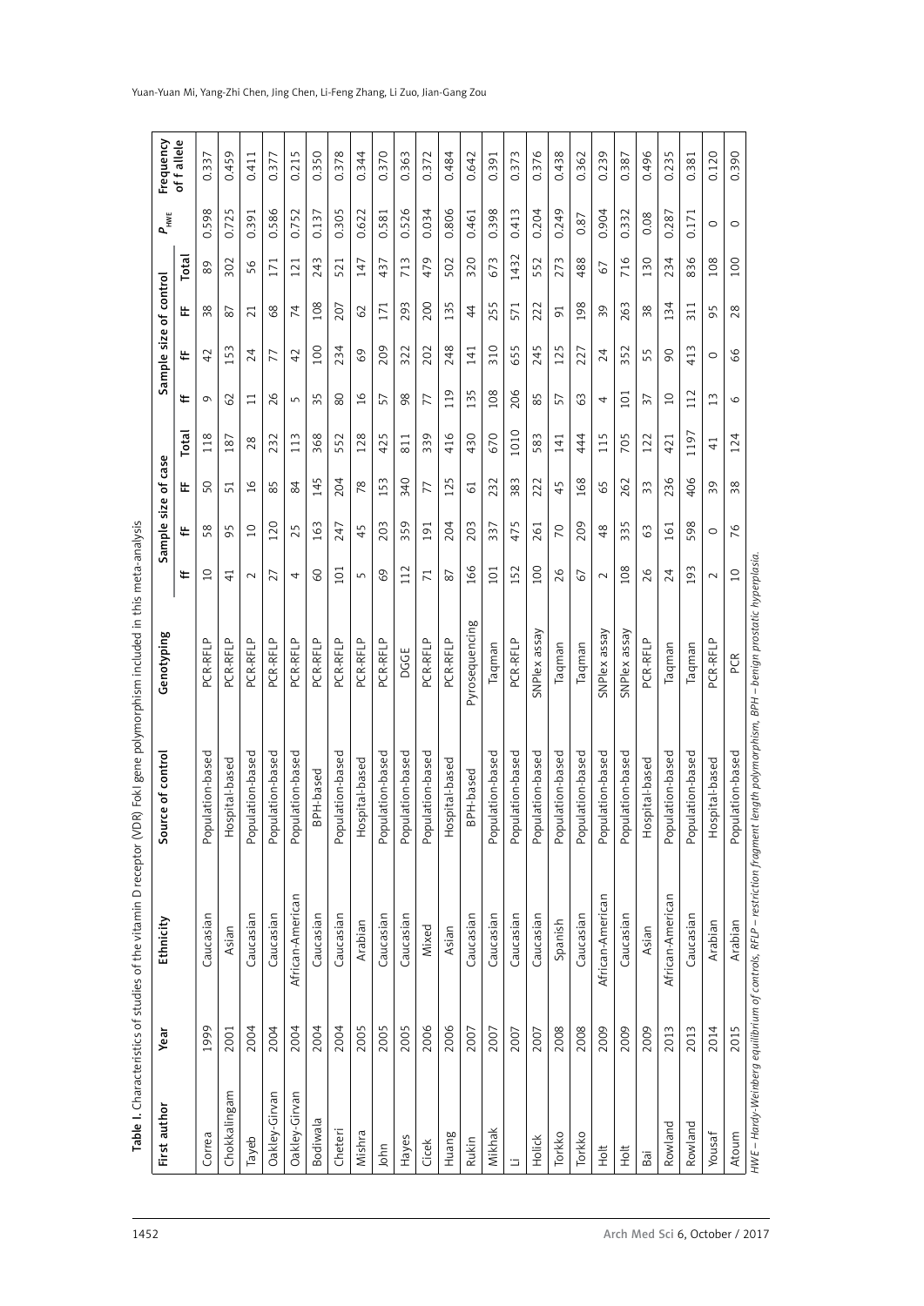**Table I.** Characteristics of studies of the vitamin D receptor (VDR) FokI gene polymorphism included in this meta-analysis

| First author | Year | Ethnicity | Source of control | Genotyping | Sample size of case | | | | Sample size of control | | | | $P_{HWE}$ | Frequency of f allele |
|---|---|---|---|---|---|---|---|---|---|---|---|---|---|---|
| | | | | | ff | fF | FF | Total | ff | fF | FF | Total | | |
| Correa | 1999 | Caucasian | Population-based | PCR-RFLP | 10 | 58 | 50 | 118 | 9 | 42 | 38 | 89 | 0.598 | 0.337 |
| Chokkalingam | 2001 | Asian | Hospital-based | PCR-RFLP | 41 | 95 | 51 | 187 | 62 | 153 | 87 | 302 | 0.725 | 0.459 |
| Tayeb | 2004 | Caucasian | Population-based | PCR-RFLP | 2 | 10 | 16 | 28 | 11 | 24 | 21 | 56 | 0.391 | 0.411 |
| Oakley-Girvan | 2004 | Caucasian | Population-based | PCR-RFLP | 27 | 120 | 85 | 232 | 26 | 77 | 68 | 171 | 0.586 | 0.377 |
| Oakley-Girvan | 2004 | African-American | Population-based | PCR-RFLP | 4 | 25 | 84 | 113 | 5 | 42 | 74 | 121 | 0.752 | 0.215 |
| Bodiwala | 2004 | Caucasian | BPH-based | PCR-RFLP | 60 | 163 | 145 | 368 | 35 | 100 | 108 | 243 | 0.137 | 0.350 |
| Cheteri | 2004 | Caucasian | Population-based | PCR-RFLP | 101 | 247 | 204 | 552 | 80 | 234 | 207 | 521 | 0.305 | 0.378 |
| Mishra | 2005 | Arabian | Hospital-based | PCR-RFLP | 5 | 45 | 78 | 128 | 16 | 69 | 62 | 147 | 0.622 | 0.344 |
| John | 2005 | Caucasian | Population-based | PCR-RFLP | 69 | 203 | 153 | 425 | 57 | 209 | 171 | 437 | 0.581 | 0.370 |
| Hayes | 2005 | Caucasian | Population-based | DGGE | 112 | 359 | 340 | 811 | 98 | 322 | 293 | 713 | 0.526 | 0.363 |
| Cicek | 2006 | Mixed | Population-based | PCR-RFLP | 71 | 191 | 77 | 339 | 77 | 202 | 200 | 479 | 0.034 | 0.372 |
| Huang | 2006 | Asian | Hospital-based | PCR-RFLP | 87 | 204 | 125 | 416 | 119 | 248 | 135 | 502 | 0.806 | 0.484 |
| Rukin | 2007 | Caucasian | BPH-based | Pyrosequencing | 166 | 203 | 61 | 430 | 135 | 141 | 44 | 320 | 0.461 | 0.642 |
| Mikhak | 2007 | Caucasian | Population-based | Taqman | 101 | 337 | 232 | 670 | 108 | 310 | 255 | 673 | 0.398 | 0.391 |
| Li | 2007 | Caucasian | Population-based | PCR-RFLP | 152 | 475 | 383 | 1010 | 206 | 655 | 571 | 1432 | 0.413 | 0.373 |
| Holick | 2007 | Caucasian | Population-based | SNPlex assay | 100 | 261 | 222 | 583 | 85 | 245 | 222 | 552 | 0.204 | 0.376 |
| Torkko | 2008 | Spanish | Population-based | Taqman | 26 | 70 | 45 | 141 | 57 | 125 | 91 | 273 | 0.249 | 0.438 |
| Torkko | 2008 | Caucasian | Population-based | Taqman | 67 | 209 | 168 | 444 | 63 | 227 | 198 | 488 | 0.87 | 0.362 |
| Holt | 2009 | African-American | Population-based | SNPlex assay | 2 | 48 | 65 | 115 | 4 | 24 | 39 | 67 | 0.904 | 0.239 |
| Holt | 2009 | Caucasian | Population-based | SNPlex assay | 108 | 335 | 262 | 705 | 101 | 352 | 263 | 716 | 0.332 | 0.387 |
| Bai | 2009 | Asian | Hospital-based | PCR-RFLP | 26 | 63 | 33 | 122 | 37 | 55 | 38 | 130 | 0.08 | 0.496 |
| Rowland | 2013 | African-American | Population-based | Taqman | 24 | 161 | 236 | 421 | 10 | 90 | 134 | 234 | 0.287 | 0.235 |
| Rowland | 2013 | Caucasian | Population-based | Taqman | 193 | 598 | 406 | 1197 | 112 | 413 | 311 | 836 | 0.171 | 0.381 |
| Yousaf | 2014 | Arabian | Hospital-based | PCR-RFLP | 2 | 0 | 39 | 41 | 13 | 0 | 95 | 108 | 0 | 0.120 |
| Atoum | 2015 | Arabian | Population-based | PCR | 10 | 76 | 38 | 124 | 6 | 66 | 28 | 100 | 0 | 0.390 |

*HWE – Hardy-Weinberg equilibrium of controls, RFLP – restriction fragment length polymorphism, BPH – benign prostatic hyperplasia.*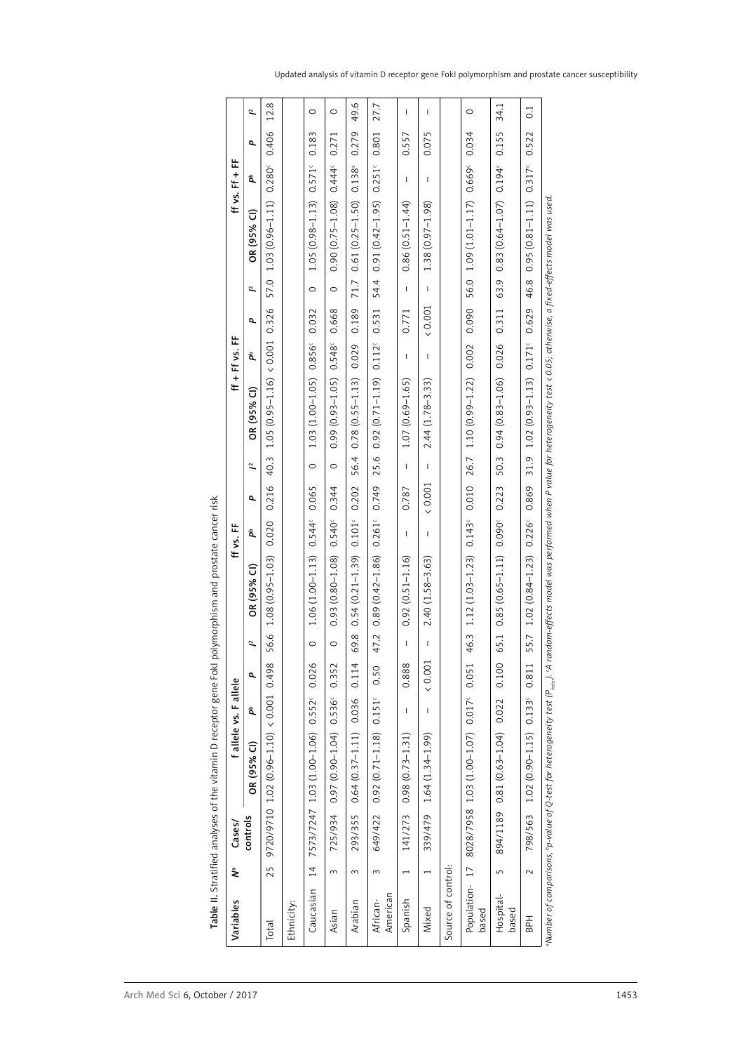**Table II.** Stratified analyses of the vitamin D receptor gene FokI polymorphism and prostate cancer risk

| Variables | $N^a$ | Cases/ controls | f allele vs. F allele | | | | ff vs. FF | | | | ff + Ff vs. FF | | | | ff vs. Ff + FF | | | |
|---|---|---|---|---|---|---|---|---|---|---|---|---|---|---|---|---|---|---|
| | | | OR (95% CI) | $P^b$ | $P$ | $I^2$ | OR (95% CI) | $P^b$ | $P$ | $I^2$ | OR (95% CI) | $P^b$ | $P$ | $I^2$ | OR (95% CI) | $P^b$ | $P$ | $I^2$ |
| Total | 25 | 9720/9710 | 1.02 (0.96–1.10) | < 0.001 | 0.498 | 56.6 | 1.08 (0.95–1.03) | 0.020 | 0.216 | 40.3 | 1.05 (0.95–1.16) | < 0.001 | 0.326 | 57.0 | 1.03 (0.96–1.11) | 0.280[c] | 0.406 | 12.8 |
| Ethnicity: | | | | | | | | | | | | | | | | | | |
| Caucasian | 14 | 7573/7247 | 1.03 (1.00–1.06) | 0.552[c] | 0.026 | 0 | 1.06 (1.00–1.13) | 0.544[c] | 0.065 | 0 | 1.03 (1.00–1.05) | 0.856[c] | 0.032 | 0 | 1.05 (0.98–1.13) | 0.571[c] | 0.183 | 0 |
| Asian | 3 | 725/934 | 0.97 (0.90–1.04) | 0.536[c] | 0.352 | 0 | 0.93 (0.80–1.08) | 0.540[c] | 0.344 | 0 | 0.99 (0.93–1.05) | 0.548[c] | 0.668 | 0 | 0.90 (0.75–1.08) | 0.444[c] | 0.271 | 0 |
| Arabian | 3 | 293/355 | 0.64 (0.37–1.11) | 0.036 | 0.114 | 69.8 | 0.54 (0.21–1.39) | 0.101[c] | 0.202 | 56.4 | 0.78 (0.55–1.13) | 0.029 | 0.189 | 71.7 | 0.61 (0.25–1.50) | 0.138[c] | 0.279 | 49.6 |
| African-American | 3 | 649/422 | 0.92 (0.71–1.18) | 0.151[c] | 0.50 | 47.2 | 0.89 (0.42–1.86) | 0.261[c] | 0.749 | 25.6 | 0.92 (0.71–1.19) | 0.112[c] | 0.531 | 54.4 | 0.91 (0.42–1.95) | 0.251[c] | 0.801 | 27.7 |
| Spanish | 1 | 141/273 | 0.98 (0.73–1.31) | – | 0.888 | – | 0.92 (0.51–1.16) | – | 0.787 | – | 1.07 (0.69–1.65) | – | 0.771 | – | 0.86 (0.51–1.44) | – | 0.557 | – |
| Mixed | 1 | 339/479 | 1.64 (1.34–1.99) | – | < 0.001 | – | 2.40 (1.58–3.63) | – | < 0.001 | – | 2.44 (1.78–3.33) | – | < 0.001 | – | 1.38 (0.97–1.98) | – | 0.075 | – |
| Source of control: | | | | | | | | | | | | | | | | | | |
| Population-based | 17 | 8028/7958 | 1.03 (1.00–1.07) | 0.017[c] | 0.051 | 46.3 | 1.12 (1.03–1.23) | 0.143[c] | 0.010 | 26.7 | 1.10 (0.99–1.22) | 0.002 | 0.090 | 56.0 | 1.09 (1.01–1.17) | 0.669[c] | 0.034 | 0 |
| Hospital-based | 5 | 894/1189 | 0.81 (0.63–1.04) | 0.022 | 0.100 | 65.1 | 0.85 (0.65–1.11) | 0.090[c] | 0.223 | 50.3 | 0.94 (0.83–1.06) | 0.026 | 0.311 | 63.9 | 0.83 (0.64–1.07) | 0.194[c] | 0.155 | 34.1 |
| BPH | 2 | 798/563 | 1.02 (0.90–1.15) | 0.133[c] | 0.811 | 55.7 | 1.02 (0.84–1.23) | 0.226[c] | 0.869 | 31.9 | 1.02 (0.93–1.13) | 0.171[c] | 0.629 | 46.8 | 0.95 (0.81–1.11) | 0.317[c] | 0.522 | 0.1 |

[a]Number of comparisons, [b]p-value of Q-test for heterogeneity test ($P_{heter}$). [c]A random-effects model was performed when P value for heterogeneity test < 0.05; otherwise, a fixed-effects model was used.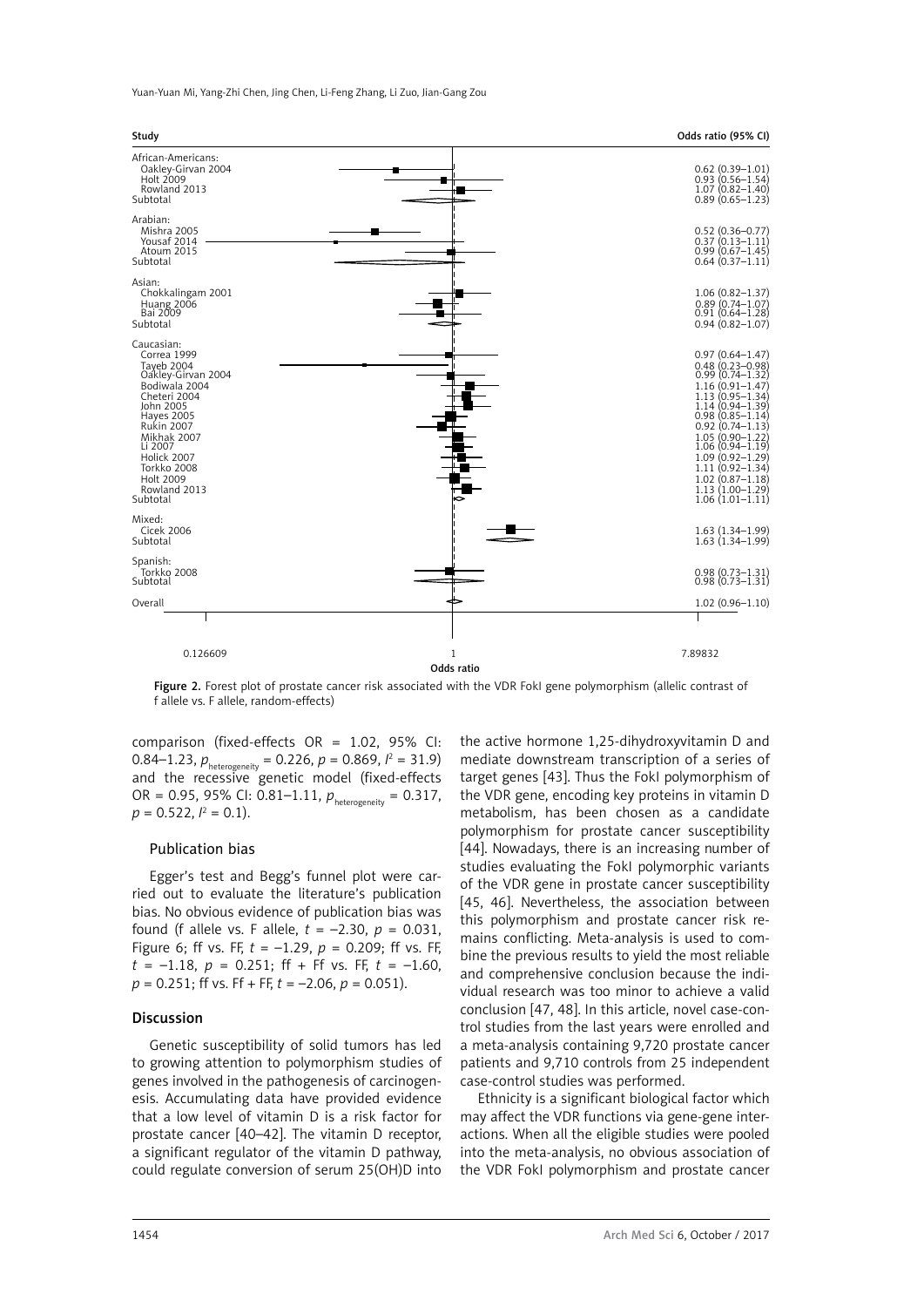| Study | Odds ratio (95% CI) |
|---|---|
| African-Americans: | |
| Oakley-Girvan 2004 | 0.62 (0.39–1.01) |
| Holt 2009 | 0.93 (0.56–1.54) |
| Rowland 2013 | 1.07 (0.82–1.40) |
| Subtotal | 0.89 (0.65–1.23) |
| Arabian: | |
| Mishra 2005 | 0.52 (0.36–0.77) |
| Yousaf 2014 | 0.37 (0.13–1.11) |
| Atoum 2015 | 0.99 (0.67–1.45) |
| Subtotal | 0.64 (0.37–1.11) |
| Asian: | |
| Chokkalingam 2001 | 1.06 (0.82–1.37) |
| Huang 2006 | 0.89 (0.74–1.07) |
| Bai 2009 | 0.91 (0.64–1.28) |
| Subtotal | 0.94 (0.82–1.07) |
| Caucasian: | |
| Correa 1999 | 0.97 (0.64–1.47) |
| Tayeb 2004 | 0.48 (0.23–0.98) |
| Oakley-Girvan 2004 | 0.99 (0.74–1.32) |
| Bodiwala 2004 | 1.16 (0.91–1.47) |
| Cheteri 2004 | 1.13 (0.95–1.34) |
| John 2005 | 1.14 (0.94–1.39) |
| Hayes 2005 | 0.98 (0.85–1.14) |
| Rukin 2007 | 0.92 (0.74–1.13) |
| Mikhak 2007 | 1.05 (0.90–1.22) |
| Li 2007 | 1.06 (0.94–1.19) |
| Holick 2007 | 1.09 (0.92–1.29) |
| Torkko 2008 | 1.11 (0.92–1.34) |
| Holt 2009 | 1.02 (0.87–1.18) |
| Rowland 2013 | 1.13 (1.00–1.29) |
| Subtotal | 1.06 (1.01–1.11) |
| Mixed: | |
| Cicek 2006 | 1.63 (1.34–1.99) |
| Subtotal | 1.63 (1.34–1.99) |
| Spanish: | |
| Torkko 2008 | 0.98 (0.73–1.31) |
| Subtotal | 0.98 (0.73–1.31) |
| Overall | 1.02 (0.96–1.10) |

Odds ratio axis: 0.126609 | 1 | 7.89832

**Figure 2.** Forest plot of prostate cancer risk associated with the VDR FokI gene polymorphism (allelic contrast of f allele vs. F allele, random-effects)

comparison (fixed-effects OR = 1.02, 95% CI: 0.84–1.23, $p_{\text{heterogeneity}} = 0.226$, $p = 0.869$, $I^2 = 31.9$) and the recessive genetic model (fixed-effects OR = 0.95, 95% CI: 0.81–1.11, $p_{\text{heterogeneity}} = 0.317$, $p = 0.522$, $I^2 = 0.1$).

### Publication bias

Egger's test and Begg's funnel plot were carried out to evaluate the literature's publication bias. No obvious evidence of publication bias was found (f allele vs. F allele, $t = -2.30$, $p = 0.031$, Figure 6; ff vs. FF, $t = -1.29$, $p = 0.209$; ff vs. FF, $t = -1.18$, $p = 0.251$; ff + Ff vs. FF, $t = -1.60$, $p = 0.251$; ff vs. Ff + FF, $t = -2.06$, $p = 0.051$).

## Discussion

Genetic susceptibility of solid tumors has led to growing attention to polymorphism studies of genes involved in the pathogenesis of carcinogenesis. Accumulating data have provided evidence that a low level of vitamin D is a risk factor for prostate cancer [40–42]. The vitamin D receptor, a significant regulator of the vitamin D pathway, could regulate conversion of serum 25(OH)D into the active hormone 1,25-dihydroxyvitamin D and mediate downstream transcription of a series of target genes [43]. Thus the FokI polymorphism of the VDR gene, encoding key proteins in vitamin D metabolism, has been chosen as a candidate polymorphism for prostate cancer susceptibility [44]. Nowadays, there is an increasing number of studies evaluating the FokI polymorphic variants of the VDR gene in prostate cancer susceptibility [45, 46]. Nevertheless, the association between this polymorphism and prostate cancer risk remains conflicting. Meta-analysis is used to combine the previous results to yield the most reliable and comprehensive conclusion because the individual research was too minor to achieve a valid conclusion [47, 48]. In this article, novel case-control studies from the last years were enrolled and a meta-analysis containing 9,720 prostate cancer patients and 9,710 controls from 25 independent case-control studies was performed.

Ethnicity is a significant biological factor which may affect the VDR functions via gene-gene interactions. When all the eligible studies were pooled into the meta-analysis, no obvious association of the VDR FokI polymorphism and prostate cancer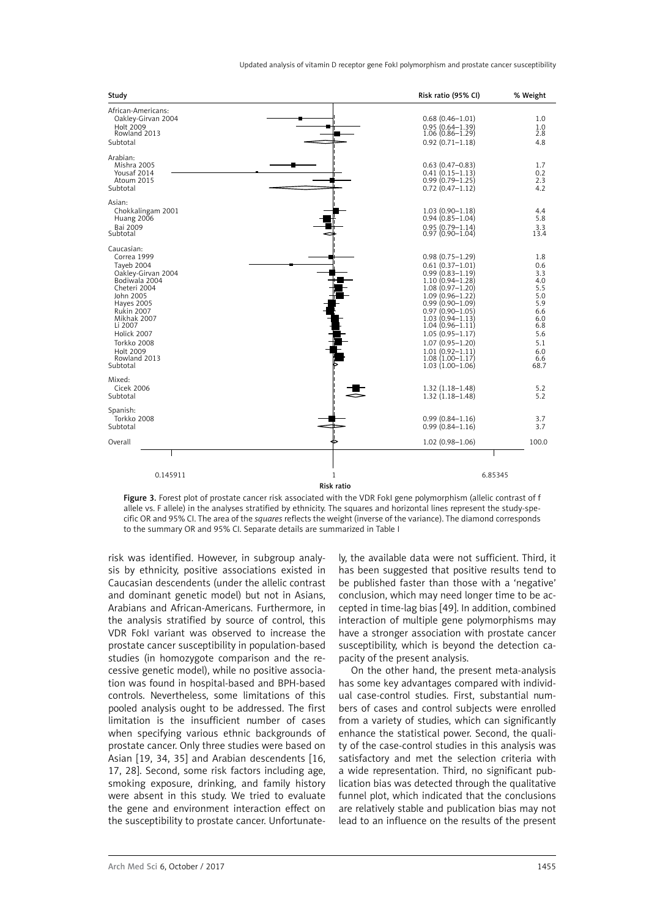| Study | Risk ratio (95% CI) | % Weight |
|---|---|---|
| **African-Americans:** | | |
| Oakley-Girvan 2004 | 0.68 (0.46–1.01) | 1.0 |
| Holt 2009 | 0.95 (0.64–1.39) | 1.0 |
| Rowland 2013 | 1.06 (0.86–1.29) | 2.8 |
| Subtotal | 0.92 (0.71–1.18) | 4.8 |
| **Arabian:** | | |
| Mishra 2005 | 0.63 (0.47–0.83) | 1.7 |
| Yousaf 2014 | 0.41 (0.15–1.13) | 0.2 |
| Atoum 2015 | 0.99 (0.79–1.25) | 2.3 |
| Subtotal | 0.72 (0.47–1.12) | 4.2 |
| **Asian:** | | |
| Chokkalingam 2001 | 1.03 (0.90–1.18) | 4.4 |
| Huang 2006 | 0.94 (0.85–1.04) | 5.8 |
| Bai 2009 | 0.95 (0.79–1.14) | 3.3 |
| Subtotal | 0.97 (0.90–1.04) | 13.4 |
| **Caucasian:** | | |
| Correa 1999 | 0.98 (0.75–1.29) | 1.8 |
| Tayeb 2004 | 0.61 (0.37–1.01) | 0.6 |
| Oakley-Girvan 2004 | 0.99 (0.83–1.19) | 3.3 |
| Bodiwala 2004 | 1.10 (0.94–1.28) | 4.0 |
| Cheteri 2004 | 1.08 (0.97–1.20) | 5.5 |
| John 2005 | 1.09 (0.96–1.22) | 5.0 |
| Hayes 2005 | 0.99 (0.90–1.09) | 5.9 |
| Rukin 2007 | 0.97 (0.90–1.05) | 6.6 |
| Mikhak 2007 | 1.03 (0.94–1.13) | 6.0 |
| Li 2007 | 1.04 (0.96–1.11) | 6.8 |
| Holick 2007 | 1.05 (0.95–1.17) | 5.6 |
| Torkko 2008 | 1.07 (0.95–1.20) | 5.1 |
| Holt 2009 | 1.01 (0.92–1.11) | 6.0 |
| Rowland 2013 | 1.08 (1.00–1.17) | 6.6 |
| Subtotal | 1.03 (1.00–1.06) | 68.7 |
| **Mixed:** | | |
| Cicek 2006 | 1.32 (1.18–1.48) | 5.2 |
| Subtotal | 1.32 (1.18–1.48) | 5.2 |
| **Spanish:** | | |
| Torkko 2008 | 0.99 (0.84–1.16) | 3.7 |
| Subtotal | 0.99 (0.84–1.16) | 3.7 |
| Overall | 1.02 (0.98–1.06) | 100.0 |

Risk ratio axis: 0.145911 – 1 – 6.85345

**Figure 3.** Forest plot of prostate cancer risk associated with the VDR FokI gene polymorphism (allelic contrast of f allele vs. F allele) in the analyses stratified by ethnicity. The squares and horizontal lines represent the study-specific OR and 95% CI. The area of the *squares* reflects the weight (inverse of the variance). The diamond corresponds to the summary OR and 95% CI. Separate details are summarized in Table I

risk was identified. However, in subgroup analysis by ethnicity, positive associations existed in Caucasian descendents (under the allelic contrast and dominant genetic model) but not in Asians, Arabians and African-Americans. Furthermore, in the analysis stratified by source of control, this VDR FokI variant was observed to increase the prostate cancer susceptibility in population-based studies (in homozygote comparison and the recessive genetic model), while no positive association was found in hospital-based and BPH-based controls. Nevertheless, some limitations of this pooled analysis ought to be addressed. The first limitation is the insufficient number of cases when specifying various ethnic backgrounds of prostate cancer. Only three studies were based on Asian [19, 34, 35] and Arabian descendents [16, 17, 28]. Second, some risk factors including age, smoking exposure, drinking, and family history were absent in this study. We tried to evaluate the gene and environment interaction effect on the susceptibility to prostate cancer. Unfortunately, the available data were not sufficient. Third, it has been suggested that positive results tend to be published faster than those with a 'negative' conclusion, which may need longer time to be accepted in time-lag bias [49]. In addition, combined interaction of multiple gene polymorphisms may have a stronger association with prostate cancer susceptibility, which is beyond the detection capacity of the present analysis.

On the other hand, the present meta-analysis has some key advantages compared with individual case-control studies. First, substantial numbers of cases and control subjects were enrolled from a variety of studies, which can significantly enhance the statistical power. Second, the quality of the case-control studies in this analysis was satisfactory and met the selection criteria with a wide representation. Third, no significant publication bias was detected through the qualitative funnel plot, which indicated that the conclusions are relatively stable and publication bias may not lead to an influence on the results of the present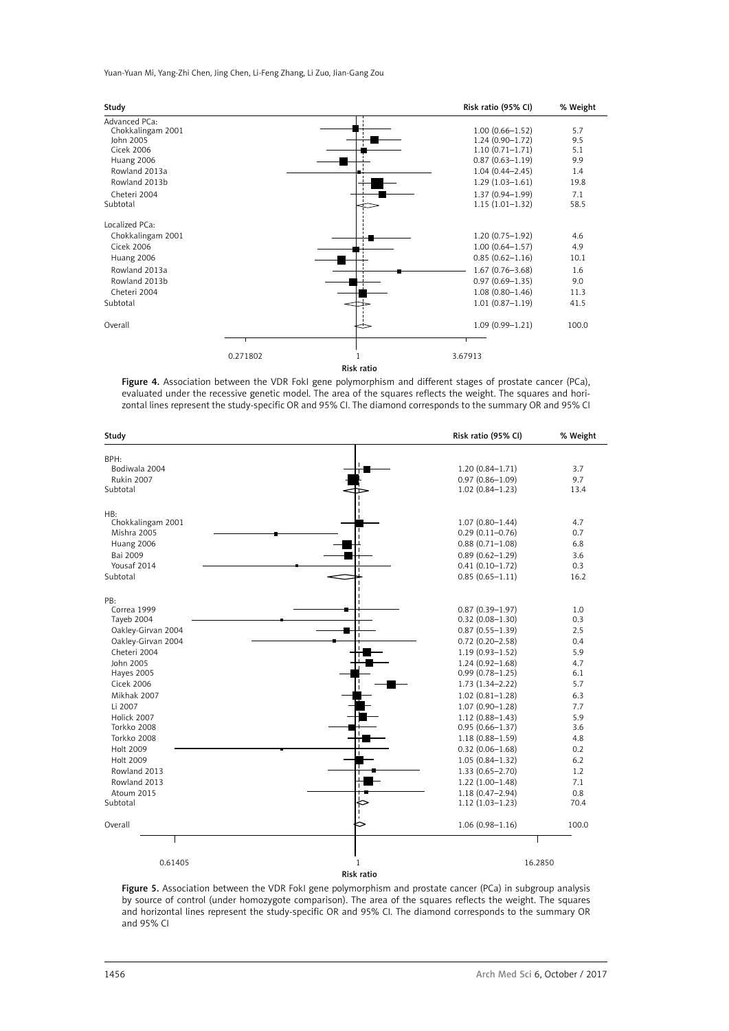| Study | Risk ratio (95% CI) | % Weight |
|---|---|---|
| Advanced PCa: | | |
| Chokkalingam 2001 | 1.00 (0.66–1.52) | 5.7 |
| John 2005 | 1.24 (0.90–1.72) | 9.5 |
| Cicek 2006 | 1.10 (0.71–1.71) | 5.1 |
| Huang 2006 | 0.87 (0.63–1.19) | 9.9 |
| Rowland 2013a | 1.04 (0.44–2.45) | 1.4 |
| Rowland 2013b | 1.29 (1.03–1.61) | 19.8 |
| Cheteri 2004 | 1.37 (0.94–1.99) | 7.1 |
| Subtotal | 1.15 (1.01–1.32) | 58.5 |
| Localized PCa: | | |
| Chokkalingam 2001 | 1.20 (0.75–1.92) | 4.6 |
| Cicek 2006 | 1.00 (0.64–1.57) | 4.9 |
| Huang 2006 | 0.85 (0.62–1.16) | 10.1 |
| Rowland 2013a | 1.67 (0.76–3.68) | 1.6 |
| Rowland 2013b | 0.97 (0.69–1.35) | 9.0 |
| Cheteri 2004 | 1.08 (0.80–1.46) | 11.3 |
| Subtotal | 1.01 (0.87–1.19) | 41.5 |
| Overall | 1.09 (0.99–1.21) | 100.0 |

Risk ratio (axis: 0.271802, 1, 3.67913)

**Figure 4.** Association between the VDR FokI gene polymorphism and different stages of prostate cancer (PCa), evaluated under the recessive genetic model. The area of the squares reflects the weight. The squares and horizontal lines represent the study-specific OR and 95% CI. The diamond corresponds to the summary OR and 95% CI

| Study | Risk ratio (95% CI) | % Weight |
|---|---|---|
| BPH: | | |
| Bodiwala 2004 | 1.20 (0.84–1.71) | 3.7 |
| Rukin 2007 | 0.97 (0.86–1.09) | 9.7 |
| Subtotal | 1.02 (0.84–1.23) | 13.4 |
| HB: | | |
| Chokkalingam 2001 | 1.07 (0.80–1.44) | 4.7 |
| Mishra 2005 | 0.29 (0.11–0.76) | 0.7 |
| Huang 2006 | 0.88 (0.71–1.08) | 6.8 |
| Bai 2009 | 0.89 (0.62–1.29) | 3.6 |
| Yousaf 2014 | 0.41 (0.10–1.72) | 0.3 |
| Subtotal | 0.85 (0.65–1.11) | 16.2 |
| PB: | | |
| Correa 1999 | 0.87 (0.39–1.97) | 1.0 |
| Tayeb 2004 | 0.32 (0.08–1.30) | 0.3 |
| Oakley-Girvan 2004 | 0.87 (0.55–1.39) | 2.5 |
| Oakley-Girvan 2004 | 0.72 (0.20–2.58) | 0.4 |
| Cheteri 2004 | 1.19 (0.93–1.52) | 5.9 |
| John 2005 | 1.24 (0.92–1.68) | 4.7 |
| Hayes 2005 | 0.99 (0.78–1.25) | 6.1 |
| Cicek 2006 | 1.73 (1.34–2.22) | 5.7 |
| Mikhak 2007 | 1.02 (0.81–1.28) | 6.3 |
| Li 2007 | 1.07 (0.90–1.28) | 7.7 |
| Holick 2007 | 1.12 (0.88–1.43) | 5.9 |
| Torkko 2008 | 0.95 (0.66–1.37) | 3.6 |
| Torkko 2008 | 1.18 (0.88–1.59) | 4.8 |
| Holt 2009 | 0.32 (0.06–1.68) | 0.2 |
| Holt 2009 | 1.05 (0.84–1.32) | 6.2 |
| Rowland 2013 | 1.33 (0.65–2.70) | 1.2 |
| Rowland 2013 | 1.22 (1.00–1.48) | 7.1 |
| Atoum 2015 | 1.18 (0.47–2.94) | 0.8 |
| Subtotal | 1.12 (1.03–1.23) | 70.4 |
| Overall | 1.06 (0.98–1.16) | 100.0 |

Risk ratio (axis: 0.61405, 1, 16.2850)

**Figure 5.** Association between the VDR FokI gene polymorphism and prostate cancer (PCa) in subgroup analysis by source of control (under homozygote comparison). The area of the squares reflects the weight. The squares and horizontal lines represent the study-specific OR and 95% CI. The diamond corresponds to the summary OR and 95% CI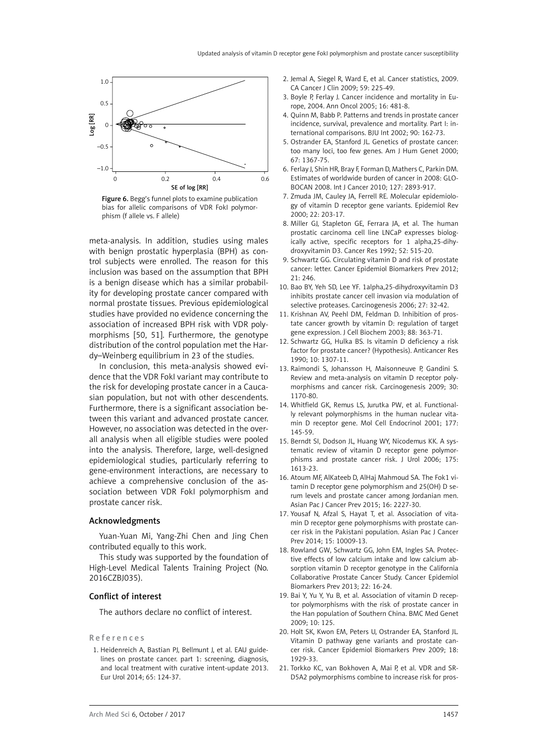Figure 6. Begg's funnel plots to examine publication bias for allelic comparisons of VDR FokI polymorphism (f allele vs. F allele)

meta-analysis. In addition, studies using males with benign prostatic hyperplasia (BPH) as control subjects were enrolled. The reason for this inclusion was based on the assumption that BPH is a benign disease which has a similar probability for developing prostate cancer compared with normal prostate tissues. Previous epidemiological studies have provided no evidence concerning the association of increased BPH risk with VDR polymorphisms [50, 51]. Furthermore, the genotype distribution of the control population met the Hardy–Weinberg equilibrium in 23 of the studies.

In conclusion, this meta-analysis showed evidence that the VDR FokI variant may contribute to the risk for developing prostate cancer in a Caucasian population, but not with other descendents. Furthermore, there is a significant association between this variant and advanced prostate cancer. However, no association was detected in the overall analysis when all eligible studies were pooled into the analysis. Therefore, large, well-designed epidemiological studies, particularly referring to gene-environment interactions, are necessary to achieve a comprehensive conclusion of the association between VDR FokI polymorphism and prostate cancer risk.

## Acknowledgments

Yuan-Yuan Mi, Yang-Zhi Chen and Jing Chen contributed equally to this work.

This study was supported by the foundation of High-Level Medical Talents Training Project (No. 2016CZBJ035).

## Conflict of interest

The authors declare no conflict of interest.

## References

1. Heidenreich A, Bastian PJ, Bellmunt J, et al. EAU guidelines on prostate cancer. part 1: screening, diagnosis, and local treatment with curative intent-update 2013. Eur Urol 2014; 65: 124-37.
2. Jemal A, Siegel R, Ward E, et al. Cancer statistics, 2009. CA Cancer J Clin 2009; 59: 225-49.
3. Boyle P, Ferlay J. Cancer incidence and mortality in Europe, 2004. Ann Oncol 2005; 16: 481-8.
4. Quinn M, Babb P. Patterns and trends in prostate cancer incidence, survival, prevalence and mortality. Part I: international comparisons. BJU Int 2002; 90: 162-73.
5. Ostrander EA, Stanford JL. Genetics of prostate cancer: too many loci, too few genes. Am J Hum Genet 2000; 67: 1367-75.
6. Ferlay J, Shin HR, Bray F, Forman D, Mathers C, Parkin DM. Estimates of worldwide burden of cancer in 2008: GLOBOCAN 2008. Int J Cancer 2010; 127: 2893-917.
7. Zmuda JM, Cauley JA, Ferrell RE. Molecular epidemiology of vitamin D receptor gene variants. Epidemiol Rev 2000; 22: 203-17.
8. Miller GJ, Stapleton GE, Ferrara JA, et al. The human prostatic carcinoma cell line LNCaP expresses biologically active, specific receptors for 1 alpha,25-dihydroxyvitamin D3. Cancer Res 1992; 52: 515-20.
9. Schwartz GG. Circulating vitamin D and risk of prostate cancer: letter. Cancer Epidemiol Biomarkers Prev 2012; 21: 246.
10. Bao BY, Yeh SD, Lee YF. 1alpha,25-dihydroxyvitamin D3 inhibits prostate cancer cell invasion via modulation of selective proteases. Carcinogenesis 2006; 27: 32-42.
11. Krishnan AV, Peehl DM, Feldman D. Inhibition of prostate cancer growth by vitamin D: regulation of target gene expression. J Cell Biochem 2003; 88: 363-71.
12. Schwartz GG, Hulka BS. Is vitamin D deficiency a risk factor for prostate cancer? (Hypothesis). Anticancer Res 1990; 10: 1307-11.
13. Raimondi S, Johansson H, Maisonneuve P, Gandini S. Review and meta-analysis on vitamin D receptor polymorphisms and cancer risk. Carcinogenesis 2009; 30: 1170-80.
14. Whitfield GK, Remus LS, Jurutka PW, et al. Functionally relevant polymorphisms in the human nuclear vitamin D receptor gene. Mol Cell Endocrinol 2001; 177: 145-59.
15. Berndt SI, Dodson JL, Huang WY, Nicodemus KK. A systematic review of vitamin D receptor gene polymorphisms and prostate cancer risk. J Urol 2006; 175: 1613-23.
16. Atoum MF, AlKateeb D, AlHaj Mahmoud SA. The Fok1 vitamin D receptor gene polymorphism and 25(OH) D serum levels and prostate cancer among Jordanian men. Asian Pac J Cancer Prev 2015; 16: 2227-30.
17. Yousaf N, Afzal S, Hayat T, et al. Association of vitamin D receptor gene polymorphisms with prostate cancer risk in the Pakistani population. Asian Pac J Cancer Prev 2014; 15: 10009-13.
18. Rowland GW, Schwartz GG, John EM, Ingles SA. Protective effects of low calcium intake and low calcium absorption vitamin D receptor genotype in the California Collaborative Prostate Cancer Study. Cancer Epidemiol Biomarkers Prev 2013; 22: 16-24.
19. Bai Y, Yu Y, Yu B, et al. Association of vitamin D receptor polymorphisms with the risk of prostate cancer in the Han population of Southern China. BMC Med Genet 2009; 10: 125.
20. Holt SK, Kwon EM, Peters U, Ostrander EA, Stanford JL. Vitamin D pathway gene variants and prostate cancer risk. Cancer Epidemiol Biomarkers Prev 2009; 18: 1929-33.
21. Torkko KC, van Bokhoven A, Mai P, et al. VDR and SRD5A2 polymorphisms combine to increase risk for pros-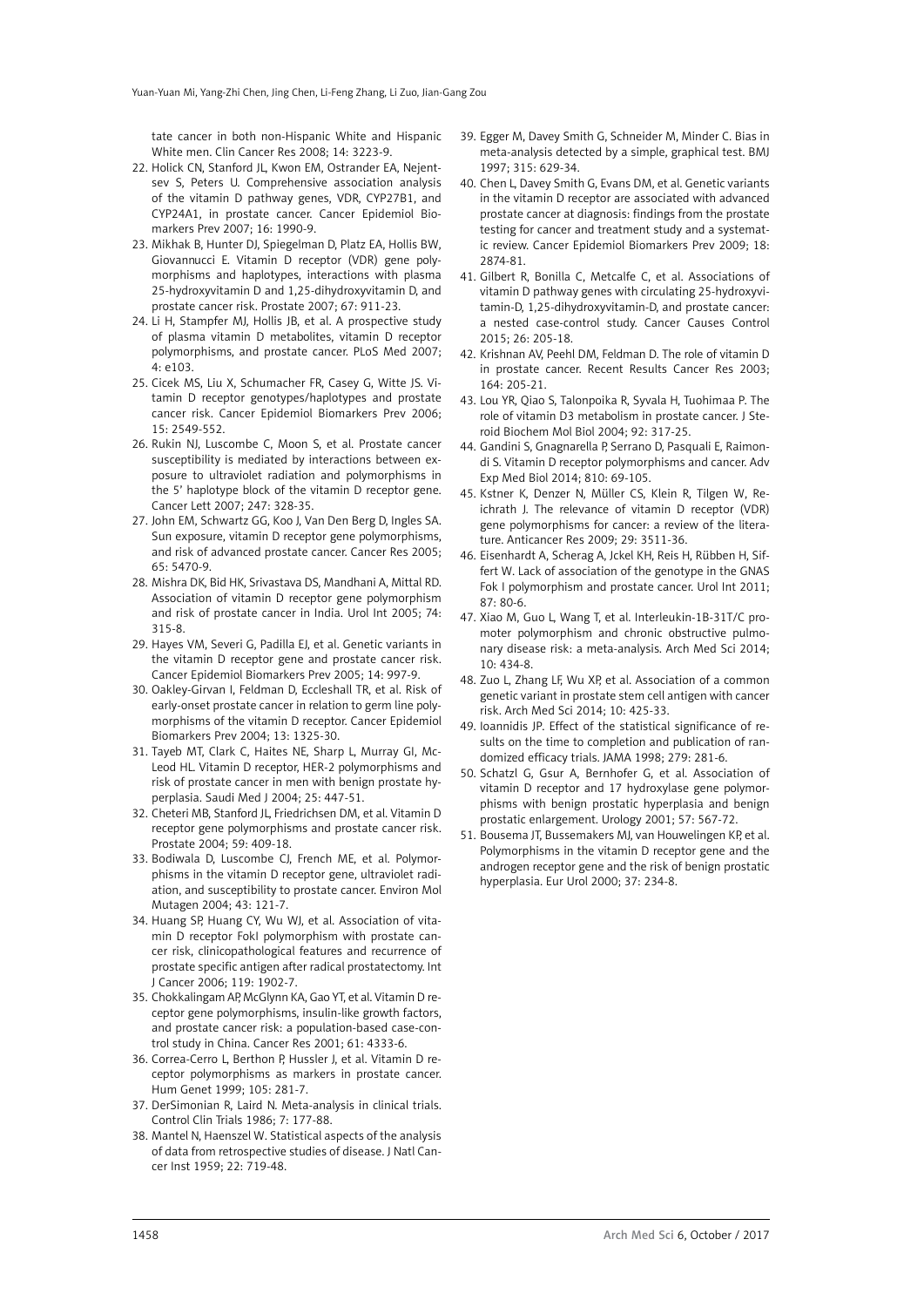tate cancer in both non-Hispanic White and Hispanic White men. Clin Cancer Res 2008; 14: 3223-9.

22. Holick CN, Stanford JL, Kwon EM, Ostrander EA, Nejentsev S, Peters U. Comprehensive association analysis of the vitamin D pathway genes, VDR, CYP27B1, and CYP24A1, in prostate cancer. Cancer Epidemiol Biomarkers Prev 2007; 16: 1990-9.
23. Mikhak B, Hunter DJ, Spiegelman D, Platz EA, Hollis BW, Giovannucci E. Vitamin D receptor (VDR) gene polymorphisms and haplotypes, interactions with plasma 25-hydroxyvitamin D and 1,25-dihydroxyvitamin D, and prostate cancer risk. Prostate 2007; 67: 911-23.
24. Li H, Stampfer MJ, Hollis JB, et al. A prospective study of plasma vitamin D metabolites, vitamin D receptor polymorphisms, and prostate cancer. PLoS Med 2007; 4: e103.
25. Cicek MS, Liu X, Schumacher FR, Casey G, Witte JS. Vitamin D receptor genotypes/haplotypes and prostate cancer risk. Cancer Epidemiol Biomarkers Prev 2006; 15: 2549-552.
26. Rukin NJ, Luscombe C, Moon S, et al. Prostate cancer susceptibility is mediated by interactions between exposure to ultraviolet radiation and polymorphisms in the 5' haplotype block of the vitamin D receptor gene. Cancer Lett 2007; 247: 328-35.
27. John EM, Schwartz GG, Koo J, Van Den Berg D, Ingles SA. Sun exposure, vitamin D receptor gene polymorphisms, and risk of advanced prostate cancer. Cancer Res 2005; 65: 5470-9.
28. Mishra DK, Bid HK, Srivastava DS, Mandhani A, Mittal RD. Association of vitamin D receptor gene polymorphism and risk of prostate cancer in India. Urol Int 2005; 74: 315-8.
29. Hayes VM, Severi G, Padilla EJ, et al. Genetic variants in the vitamin D receptor gene and prostate cancer risk. Cancer Epidemiol Biomarkers Prev 2005; 14: 997-9.
30. Oakley-Girvan I, Feldman D, Eccleshall TR, et al. Risk of early-onset prostate cancer in relation to germ line polymorphisms of the vitamin D receptor. Cancer Epidemiol Biomarkers Prev 2004; 13: 1325-30.
31. Tayeb MT, Clark C, Haites NE, Sharp L, Murray GI, McLeod HL. Vitamin D receptor, HER-2 polymorphisms and risk of prostate cancer in men with benign prostate hyperplasia. Saudi Med J 2004; 25: 447-51.
32. Cheteri MB, Stanford JL, Friedrichsen DM, et al. Vitamin D receptor gene polymorphisms and prostate cancer risk. Prostate 2004; 59: 409-18.
33. Bodiwala D, Luscombe CJ, French ME, et al. Polymorphisms in the vitamin D receptor gene, ultraviolet radiation, and susceptibility to prostate cancer. Environ Mol Mutagen 2004; 43: 121-7.
34. Huang SP, Huang CY, Wu WJ, et al. Association of vitamin D receptor FokI polymorphism with prostate cancer risk, clinicopathological features and recurrence of prostate specific antigen after radical prostatectomy. Int J Cancer 2006; 119: 1902-7.
35. Chokkalingam AP, McGlynn KA, Gao YT, et al. Vitamin D receptor gene polymorphisms, insulin-like growth factors, and prostate cancer risk: a population-based case-control study in China. Cancer Res 2001; 61: 4333-6.
36. Correa-Cerro L, Berthon P, Hussler J, et al. Vitamin D receptor polymorphisms as markers in prostate cancer. Hum Genet 1999; 105: 281-7.
37. DerSimonian R, Laird N. Meta-analysis in clinical trials. Control Clin Trials 1986; 7: 177-88.
38. Mantel N, Haenszel W. Statistical aspects of the analysis of data from retrospective studies of disease. J Natl Cancer Inst 1959; 22: 719-48.
39. Egger M, Davey Smith G, Schneider M, Minder C. Bias in meta-analysis detected by a simple, graphical test. BMJ 1997; 315: 629-34.
40. Chen L, Davey Smith G, Evans DM, et al. Genetic variants in the vitamin D receptor are associated with advanced prostate cancer at diagnosis: findings from the prostate testing for cancer and treatment study and a systematic review. Cancer Epidemiol Biomarkers Prev 2009; 18: 2874-81.
41. Gilbert R, Bonilla C, Metcalfe C, et al. Associations of vitamin D pathway genes with circulating 25-hydroxyvitamin-D, 1,25-dihydroxyvitamin-D, and prostate cancer: a nested case-control study. Cancer Causes Control 2015; 26: 205-18.
42. Krishnan AV, Peehl DM, Feldman D. The role of vitamin D in prostate cancer. Recent Results Cancer Res 2003; 164: 205-21.
43. Lou YR, Qiao S, Talonpoika R, Syvala H, Tuohimaa P. The role of vitamin D3 metabolism in prostate cancer. J Steroid Biochem Mol Biol 2004; 92: 317-25.
44. Gandini S, Gnagnarella P, Serrano D, Pasquali E, Raimondi S. Vitamin D receptor polymorphisms and cancer. Adv Exp Med Biol 2014; 810: 69-105.
45. Kstner K, Denzer N, Müller CS, Klein R, Tilgen W, Reichrath J. The relevance of vitamin D receptor (VDR) gene polymorphisms for cancer: a review of the literature. Anticancer Res 2009; 29: 3511-36.
46. Eisenhardt A, Scherag A, Jckel KH, Reis H, Rübben H, Siffert W. Lack of association of the genotype in the GNAS Fok I polymorphism and prostate cancer. Urol Int 2011; 87: 80-6.
47. Xiao M, Guo L, Wang T, et al. Interleukin-1B-31T/C promoter polymorphism and chronic obstructive pulmonary disease risk: a meta-analysis. Arch Med Sci 2014; 10: 434-8.
48. Zuo L, Zhang LF, Wu XP, et al. Association of a common genetic variant in prostate stem cell antigen with cancer risk. Arch Med Sci 2014; 10: 425-33.
49. Ioannidis JP. Effect of the statistical significance of results on the time to completion and publication of randomized efficacy trials. JAMA 1998; 279: 281-6.
50. Schatzl G, Gsur A, Bernhofer G, et al. Association of vitamin D receptor and 17 hydroxylase gene polymorphisms with benign prostatic hyperplasia and benign prostatic enlargement. Urology 2001; 57: 567-72.
51. Bousema JT, Bussemakers MJ, van Houwelingen KP, et al. Polymorphisms in the vitamin D receptor gene and the androgen receptor gene and the risk of benign prostatic hyperplasia. Eur Urol 2000; 37: 234-8.